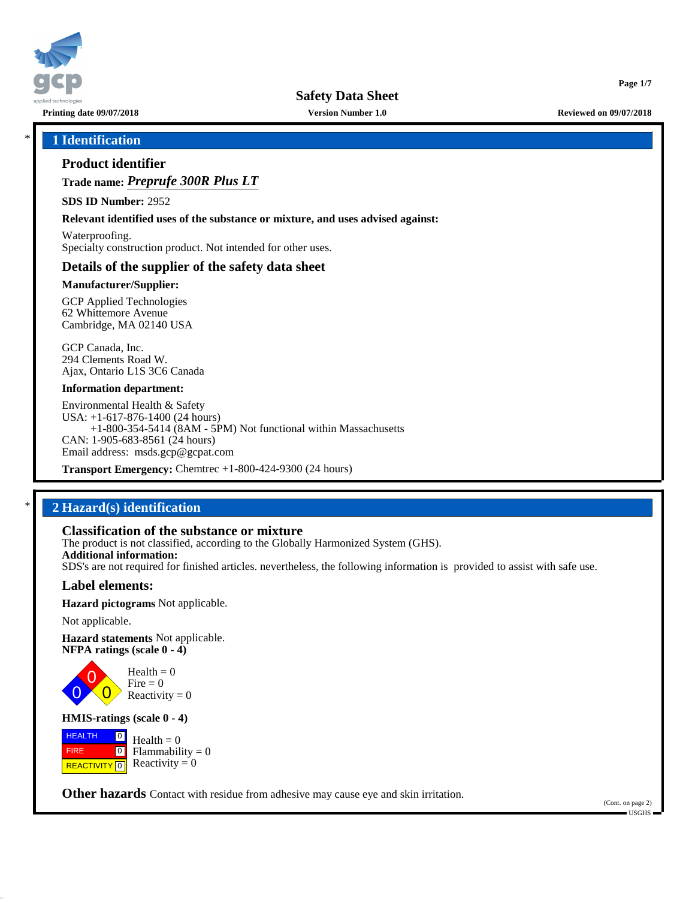# Safety Data Sheet

**Printing date 09/07/2018** | **Version Number 1.0** | **Reviewed on 09/07/2018**

## 1 Identification

### Product identifier

**Trade name:** ***Preprufe 300R Plus LT***

**SDS ID Number:** 2952

**Relevant identified uses of the substance or mixture, and uses advised against:**

Waterproofing.
Specialty construction product. Not intended for other uses.

### Details of the supplier of the safety data sheet

**Manufacturer/Supplier:**

GCP Applied Technologies
62 Whittemore Avenue
Cambridge, MA 02140 USA

GCP Canada, Inc.
294 Clements Road W.
Ajax, Ontario L1S 3C6 Canada

**Information department:**

Environmental Health & Safety
USA: +1-617-876-1400 (24 hours)
+1-800-354-5414 (8AM - 5PM) Not functional within Massachusetts
CAN: 1-905-683-8561 (24 hours)
Email address: msds.gcp@gcpat.com

**Transport Emergency:** Chemtrec +1-800-424-9300 (24 hours)

## 2 Hazard(s) identification

### Classification of the substance or mixture

The product is not classified, according to the Globally Harmonized System (GHS).

**Additional information:**

SDS's are not required for finished articles. nevertheless, the following information is provided to assist with safe use.

### Label elements:

**Hazard pictograms** Not applicable.

Not applicable.

**Hazard statements** Not applicable.

**NFPA ratings (scale 0 - 4)**

Health = 0
Fire = 0
Reactivity = 0

**HMIS-ratings (scale 0 - 4)**

| | |
|---|---|
| HEALTH | 0 |
| FIRE | 0 |
| REACTIVITY | 0 |

Health = 0
Flammability = 0
Reactivity = 0

**Other hazards** Contact with residue from adhesive may cause eye and skin irritation.

(Cont. on page 2)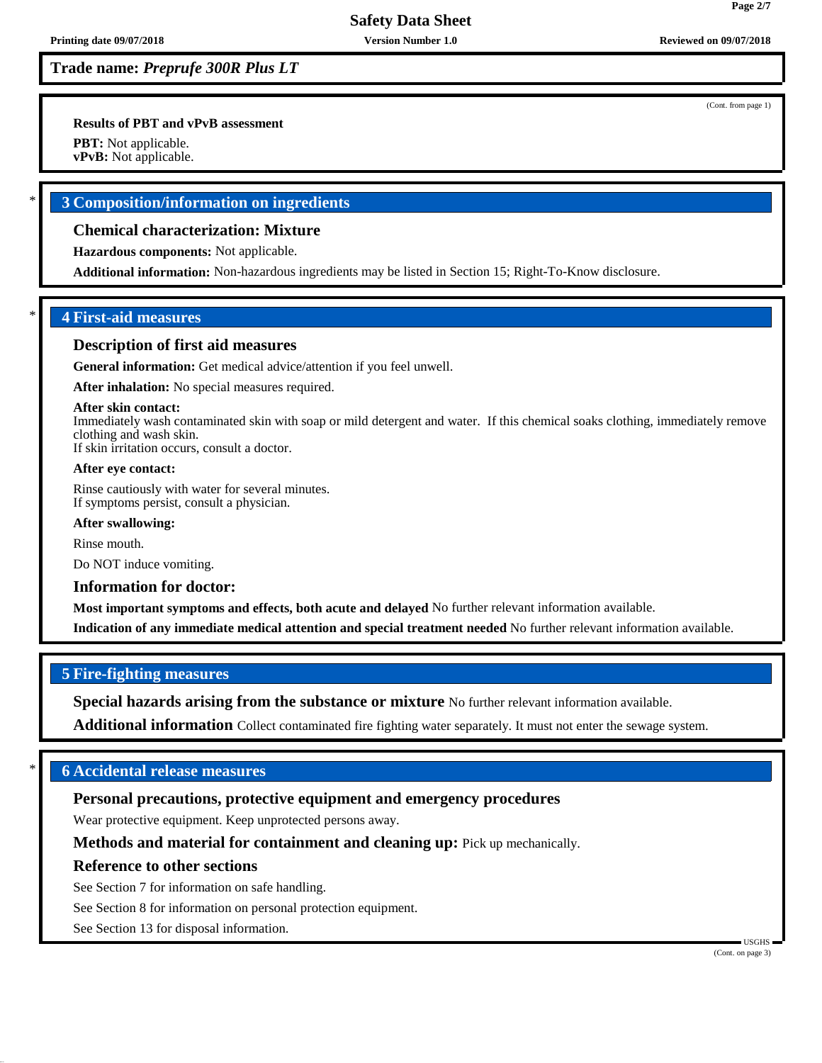**Trade name:** ***Preprufe 300R Plus LT***

(Cont. from page 1)

**Results of PBT and vPvB assessment**

**PBT:** Not applicable.
**vPvB:** Not applicable.

## 3 Composition/information on ingredients

### Chemical characterization: Mixture

**Hazardous components:** Not applicable.

**Additional information:** Non-hazardous ingredients may be listed in Section 15; Right-To-Know disclosure.

## 4 First-aid measures

### Description of first aid measures

**General information:** Get medical advice/attention if you feel unwell.

**After inhalation:** No special measures required.

**After skin contact:**
Immediately wash contaminated skin with soap or mild detergent and water. If this chemical soaks clothing, immediately remove clothing and wash skin.
If skin irritation occurs, consult a doctor.

**After eye contact:**

Rinse cautiously with water for several minutes.
If symptoms persist, consult a physician.

**After swallowing:**

Rinse mouth.

Do NOT induce vomiting.

### Information for doctor:

**Most important symptoms and effects, both acute and delayed** No further relevant information available.

**Indication of any immediate medical attention and special treatment needed** No further relevant information available.

## 5 Fire-fighting measures

**Special hazards arising from the substance or mixture** No further relevant information available.

**Additional information** Collect contaminated fire fighting water separately. It must not enter the sewage system.

## 6 Accidental release measures

### Personal precautions, protective equipment and emergency procedures

Wear protective equipment. Keep unprotected persons away.

**Methods and material for containment and cleaning up:** Pick up mechanically.

### Reference to other sections

See Section 7 for information on safe handling.

See Section 8 for information on personal protection equipment.

See Section 13 for disposal information.

(Cont. on page 3)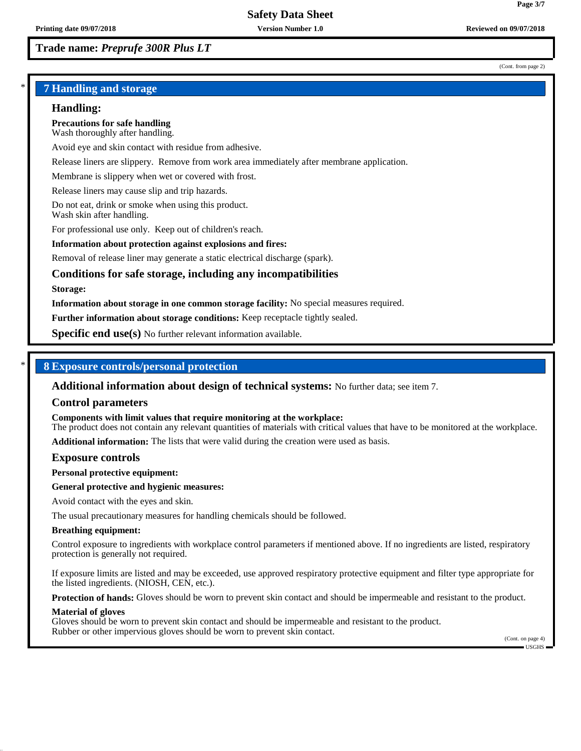**Trade name: *Preprufe 300R Plus LT***

(Cont. from page 2)

## 7 Handling and storage

### Handling:

**Precautions for safe handling**
Wash thoroughly after handling.

Avoid eye and skin contact with residue from adhesive.

Release liners are slippery. Remove from work area immediately after membrane application.

Membrane is slippery when wet or covered with frost.

Release liners may cause slip and trip hazards.

Do not eat, drink or smoke when using this product.
Wash skin after handling.

For professional use only. Keep out of children's reach.

**Information about protection against explosions and fires:**

Removal of release liner may generate a static electrical discharge (spark).

### Conditions for safe storage, including any incompatibilities

**Storage:**

**Information about storage in one common storage facility:** No special measures required.

**Further information about storage conditions:** Keep receptacle tightly sealed.

**Specific end use(s)** No further relevant information available.

## 8 Exposure controls/personal protection

**Additional information about design of technical systems:** No further data; see item 7.

### Control parameters

**Components with limit values that require monitoring at the workplace:**
The product does not contain any relevant quantities of materials with critical values that have to be monitored at the workplace.

**Additional information:** The lists that were valid during the creation were used as basis.

### Exposure controls

**Personal protective equipment:**

**General protective and hygienic measures:**

Avoid contact with the eyes and skin.

The usual precautionary measures for handling chemicals should be followed.

**Breathing equipment:**

Control exposure to ingredients with workplace control parameters if mentioned above. If no ingredients are listed, respiratory protection is generally not required.

If exposure limits are listed and may be exceeded, use approved respiratory protective equipment and filter type appropriate for the listed ingredients. (NIOSH, CEN, etc.).

**Protection of hands:** Gloves should be worn to prevent skin contact and should be impermeable and resistant to the product.

**Material of gloves**
Gloves should be worn to prevent skin contact and should be impermeable and resistant to the product.
Rubber or other impervious gloves should be worn to prevent skin contact.

(Cont. on page 4)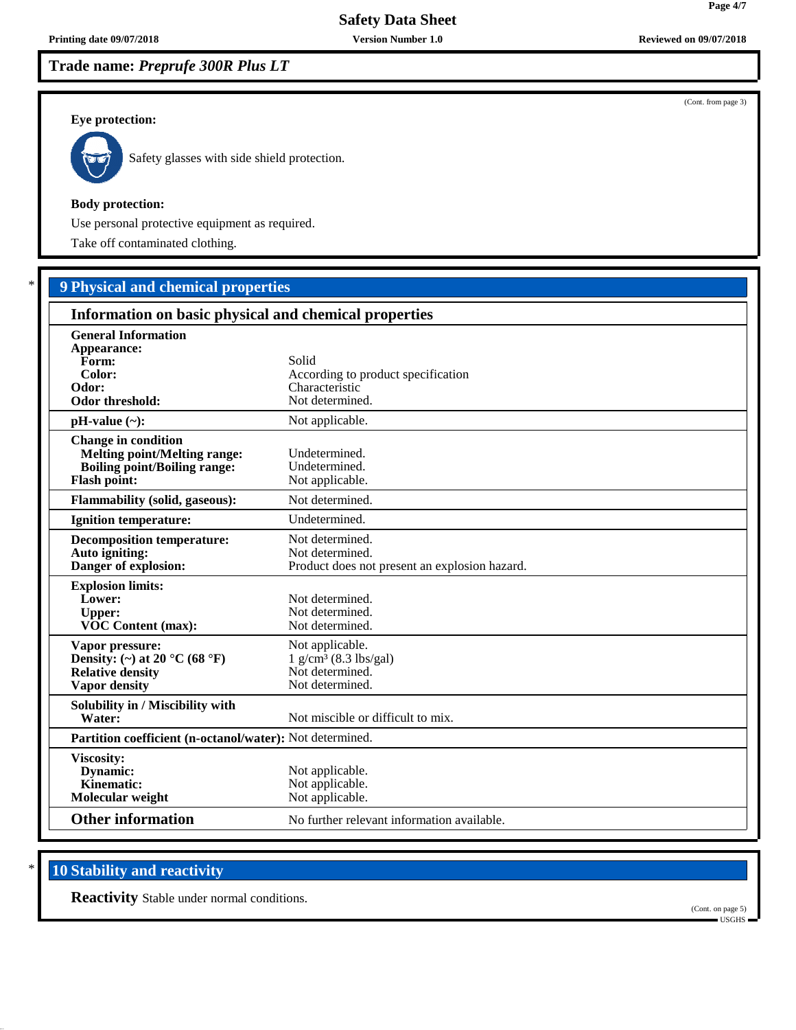## Trade name: *Preprufe 300R Plus LT*

(Cont. from page 3)

**Eye protection:**

Safety glasses with side shield protection.

**Body protection:**

Use personal protective equipment as required.

Take off contaminated clothing.

## * 9 Physical and chemical properties

### Information on basic physical and chemical properties

| | |
|---|---|
| **General Information** | |
| **Appearance:** | |
| **Form:** | Solid |
| **Color:** | According to product specification |
| **Odor:** | Characteristic |
| **Odor threshold:** | Not determined. |
| **pH-value (~):** | Not applicable. |
| **Change in condition** | |
| **Melting point/Melting range:** | Undetermined. |
| **Boiling point/Boiling range:** | Undetermined. |
| **Flash point:** | Not applicable. |
| **Flammability (solid, gaseous):** | Not determined. |
| **Ignition temperature:** | Undetermined. |
| **Decomposition temperature:** | Not determined. |
| **Auto igniting:** | Not determined. |
| **Danger of explosion:** | Product does not present an explosion hazard. |
| **Explosion limits:** | |
| **Lower:** | Not determined. |
| **Upper:** | Not determined. |
| **VOC Content (max):** | Not determined. |
| **Vapor pressure:** | Not applicable. |
| **Density: (~) at 20 °C (68 °F)** | 1 g/cm³ (8.3 lbs/gal) |
| **Relative density** | Not determined. |
| **Vapor density** | Not determined. |
| **Solubility in / Miscibility with** | |
| **Water:** | Not miscible or difficult to mix. |
| **Partition coefficient (n-octanol/water):** | Not determined. |
| **Viscosity:** | |
| **Dynamic:** | Not applicable. |
| **Kinematic:** | Not applicable. |
| **Molecular weight** | Not applicable. |
| **Other information** | No further relevant information available. |

## * 10 Stability and reactivity

**Reactivity** Stable under normal conditions.

(Cont. on page 5)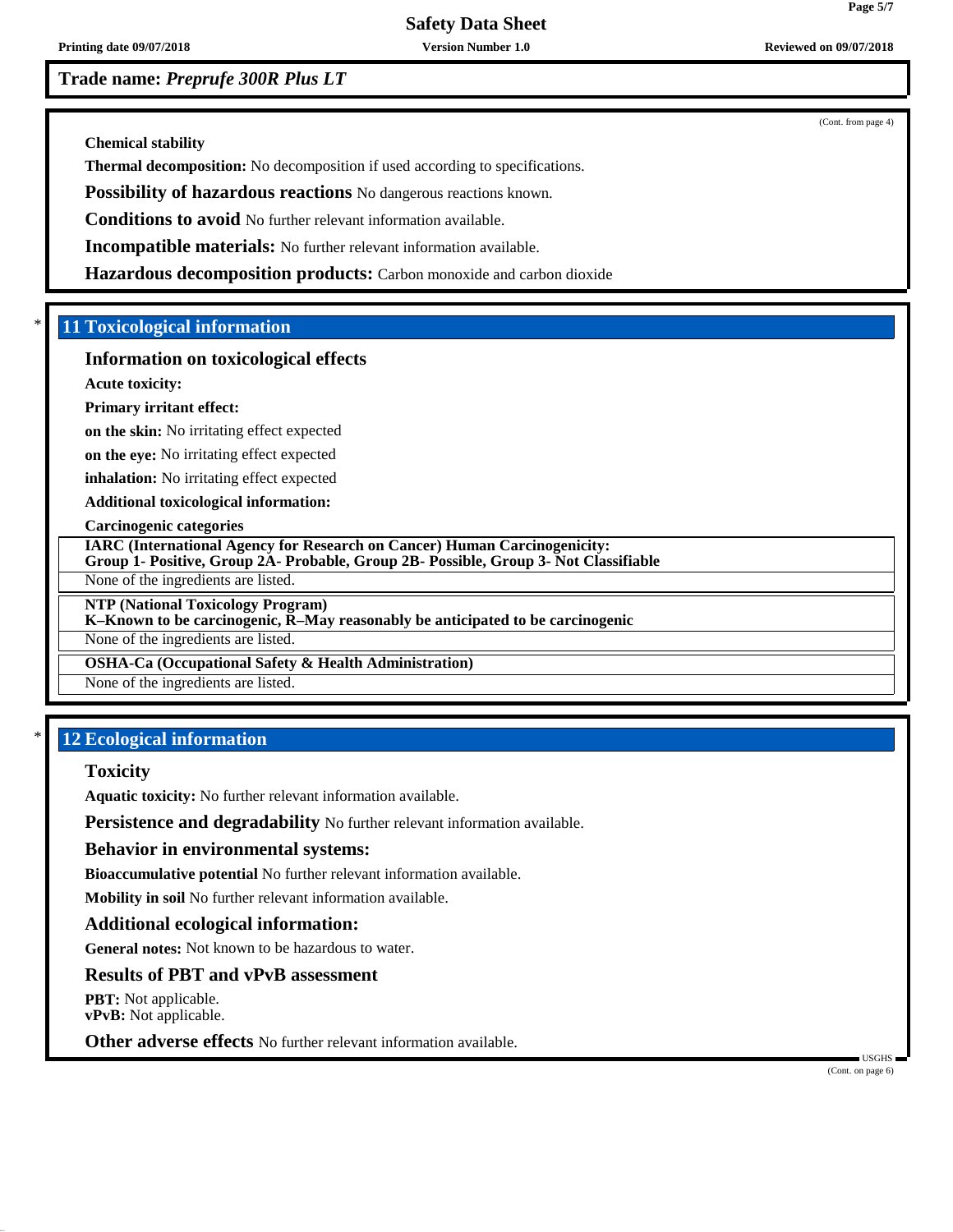**Trade name:** ***Preprufe 300R Plus LT***

(Cont. from page 4)

**Chemical stability**

**Thermal decomposition:** No decomposition if used according to specifications.

**Possibility of hazardous reactions** No dangerous reactions known.

**Conditions to avoid** No further relevant information available.

**Incompatible materials:** No further relevant information available.

**Hazardous decomposition products:** Carbon monoxide and carbon dioxide

## * 11 Toxicological information

### Information on toxicological effects

**Acute toxicity:**

**Primary irritant effect:**

**on the skin:** No irritating effect expected

**on the eye:** No irritating effect expected

**inhalation:** No irritating effect expected

**Additional toxicological information:**

**Carcinogenic categories**

**IARC (International Agency for Research on Cancer) Human Carcinogenicity: Group 1- Positive, Group 2A- Probable, Group 2B- Possible, Group 3- Not Classifiable**

None of the ingredients are listed.

**NTP (National Toxicology Program)**
**K–Known to be carcinogenic, R–May reasonably be anticipated to be carcinogenic**

None of the ingredients are listed.

**OSHA-Ca (Occupational Safety & Health Administration)**

None of the ingredients are listed.

## * 12 Ecological information

### Toxicity

**Aquatic toxicity:** No further relevant information available.

**Persistence and degradability** No further relevant information available.

### Behavior in environmental systems:

**Bioaccumulative potential** No further relevant information available.

**Mobility in soil** No further relevant information available.

### Additional ecological information:

**General notes:** Not known to be hazardous to water.

### Results of PBT and vPvB assessment

**PBT:** Not applicable.
**vPvB:** Not applicable.

**Other adverse effects** No further relevant information available.

(Cont. on page 6)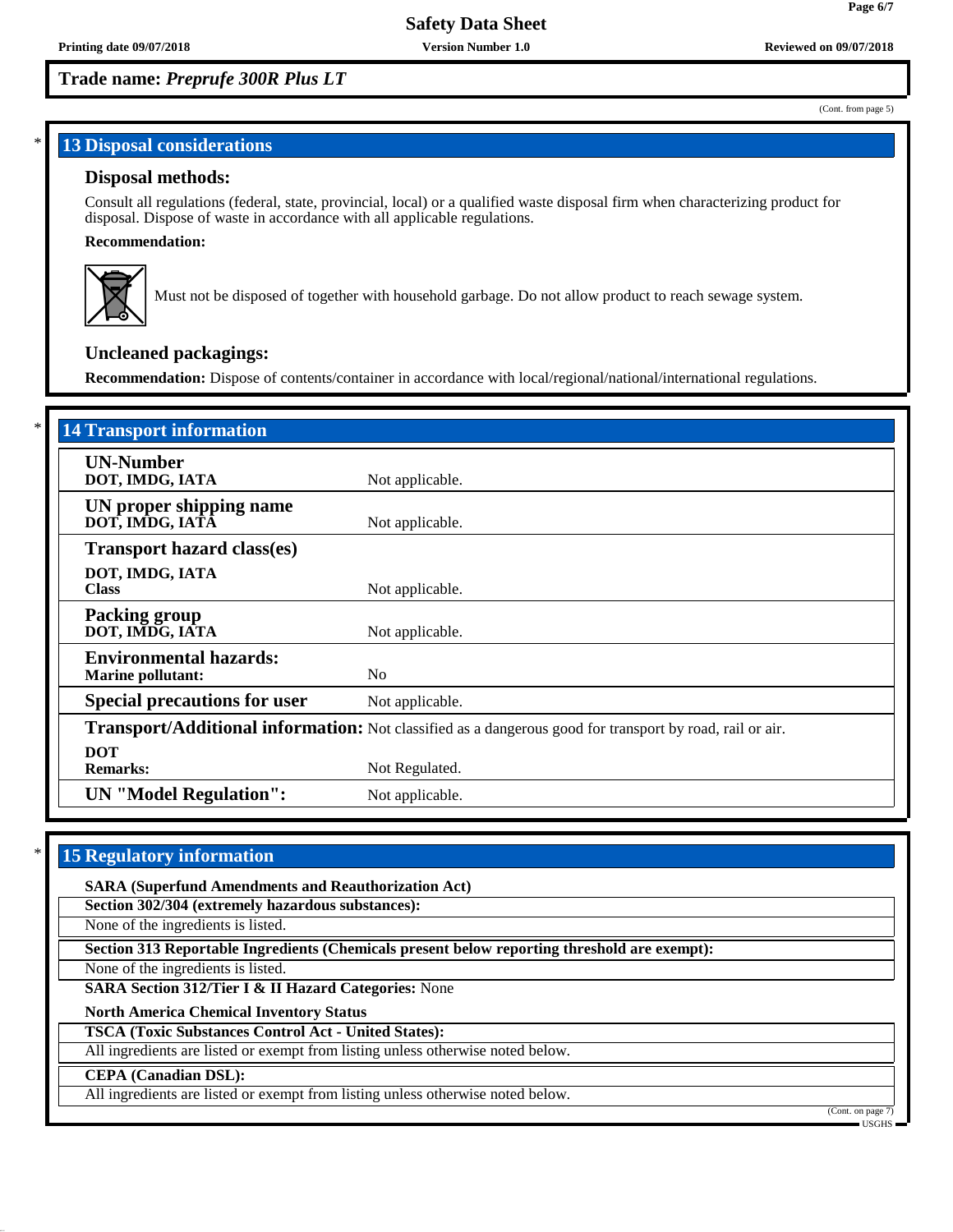Trade name: *Preprufe 300R Plus LT*

(Cont. from page 5)

## 13 Disposal considerations

### Disposal methods:

Consult all regulations (federal, state, provincial, local) or a qualified waste disposal firm when characterizing product for disposal. Dispose of waste in accordance with all applicable regulations.

**Recommendation:**

Must not be disposed of together with household garbage. Do not allow product to reach sewage system.

### Uncleaned packagings:

**Recommendation:** Dispose of contents/container in accordance with local/regional/national/international regulations.

## 14 Transport information

| | |
|---|---|
| **UN-Number**<br>**DOT, IMDG, IATA** | Not applicable. |
| **UN proper shipping name**<br>**DOT, IMDG, IATA** | Not applicable. |
| **Transport hazard class(es)**<br>**DOT, IMDG, IATA**<br>**Class** | Not applicable. |
| **Packing group**<br>**DOT, IMDG, IATA** | Not applicable. |
| **Environmental hazards:**<br>**Marine pollutant:** | No |
| **Special precautions for user** | Not applicable. |
| **Transport/Additional information:** | Not classified as a dangerous good for transport by road, rail or air. |
| **DOT**<br>**Remarks:** | Not Regulated. |
| **UN "Model Regulation":** | Not applicable. |

## 15 Regulatory information

**SARA (Superfund Amendments and Reauthorization Act)**

**Section 302/304 (extremely hazardous substances):**

None of the ingredients is listed.

**Section 313 Reportable Ingredients (Chemicals present below reporting threshold are exempt):**

None of the ingredients is listed.

**SARA Section 312/Tier I & II Hazard Categories:** None

**North America Chemical Inventory Status**

**TSCA (Toxic Substances Control Act - United States):**

All ingredients are listed or exempt from listing unless otherwise noted below.

**CEPA (Canadian DSL):**

All ingredients are listed or exempt from listing unless otherwise noted below.

(Cont. on page 7)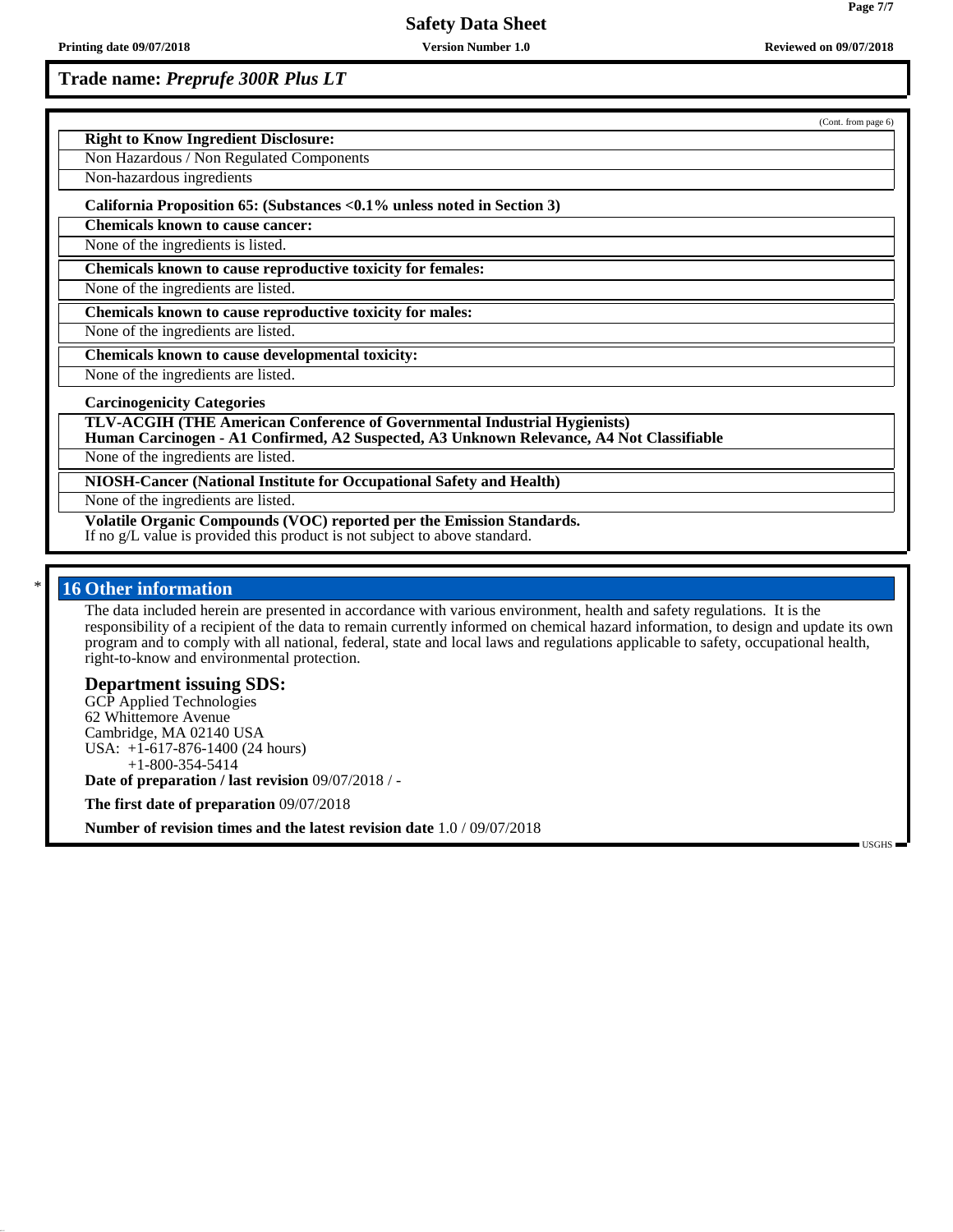**Trade name:** ***Preprufe 300R Plus LT***

(Cont. from page 6)

**Right to Know Ingredient Disclosure:**

Non Hazardous / Non Regulated Components

Non-hazardous ingredients

**California Proposition 65: (Substances <0.1% unless noted in Section 3)**

**Chemicals known to cause cancer:**

None of the ingredients is listed.

**Chemicals known to cause reproductive toxicity for females:**

None of the ingredients are listed.

**Chemicals known to cause reproductive toxicity for males:**

None of the ingredients are listed.

**Chemicals known to cause developmental toxicity:**

None of the ingredients are listed.

**Carcinogenicity Categories**

**TLV-ACGIH (THE American Conference of Governmental Industrial Hygienists)**
**Human Carcinogen - A1 Confirmed, A2 Suspected, A3 Unknown Relevance, A4 Not Classifiable**

None of the ingredients are listed.

**NIOSH-Cancer (National Institute for Occupational Safety and Health)**

None of the ingredients are listed.

**Volatile Organic Compounds (VOC) reported per the Emission Standards.**
If no g/L value is provided this product is not subject to above standard.

## * 16 Other information

The data included herein are presented in accordance with various environment, health and safety regulations. It is the responsibility of a recipient of the data to remain currently informed on chemical hazard information, to design and update its own program and to comply with all national, federal, state and local laws and regulations applicable to safety, occupational health, right-to-know and environmental protection.

### Department issuing SDS:

GCP Applied Technologies
62 Whittemore Avenue
Cambridge, MA 02140 USA
USA: +1-617-876-1400 (24 hours)
+1-800-354-5414

**Date of preparation / last revision** 09/07/2018 / -

**The first date of preparation** 09/07/2018

**Number of revision times and the latest revision date** 1.0 / 09/07/2018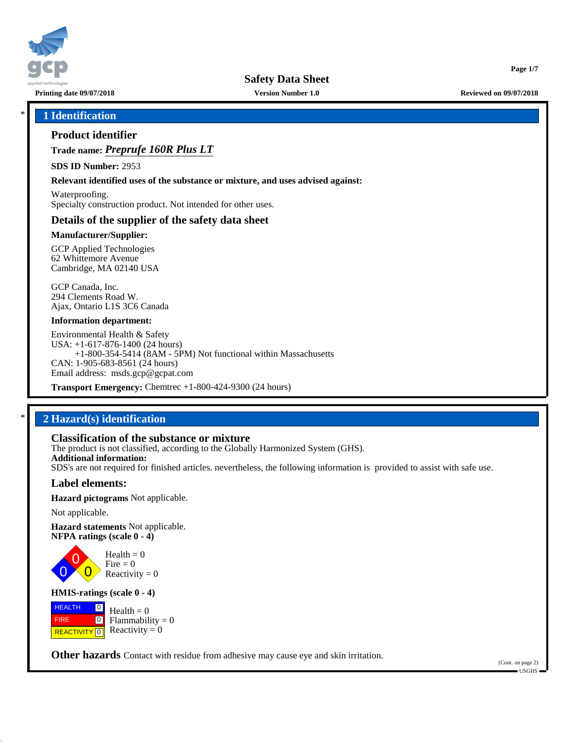# Safety Data Sheet

**Printing date 09/07/2018** | **Version Number 1.0** | **Reviewed on 09/07/2018**

## 1 Identification

### Product identifier

**Trade name:** ***Preprufe 160R Plus LT***

**SDS ID Number:** 2953

**Relevant identified uses of the substance or mixture, and uses advised against:**

Waterproofing.
Specialty construction product. Not intended for other uses.

### Details of the supplier of the safety data sheet

**Manufacturer/Supplier:**

GCP Applied Technologies
62 Whittemore Avenue
Cambridge, MA 02140 USA

GCP Canada, Inc.
294 Clements Road W.
Ajax, Ontario L1S 3C6 Canada

**Information department:**

Environmental Health & Safety
USA: +1-617-876-1400 (24 hours)
+1-800-354-5414 (8AM - 5PM) Not functional within Massachusetts
CAN: 1-905-683-8561 (24 hours)
Email address: msds.gcp@gcpat.com

**Transport Emergency:** Chemtrec +1-800-424-9300 (24 hours)

## 2 Hazard(s) identification

### Classification of the substance or mixture

The product is not classified, according to the Globally Harmonized System (GHS).

**Additional information:**

SDS's are not required for finished articles. nevertheless, the following information is provided to assist with safe use.

### Label elements:

**Hazard pictograms** Not applicable.

Not applicable.

**Hazard statements** Not applicable.

**NFPA ratings (scale 0 - 4)**

Health = 0
Fire = 0
Reactivity = 0

**HMIS-ratings (scale 0 - 4)**

| | | |
|---|---|---|
| HEALTH | 0 | Health = 0 |
| FIRE | 0 | Flammability = 0 |
| REACTIVITY | 0 | Reactivity = 0 |

**Other hazards** Contact with residue from adhesive may cause eye and skin irritation.

(Cont. on page 2)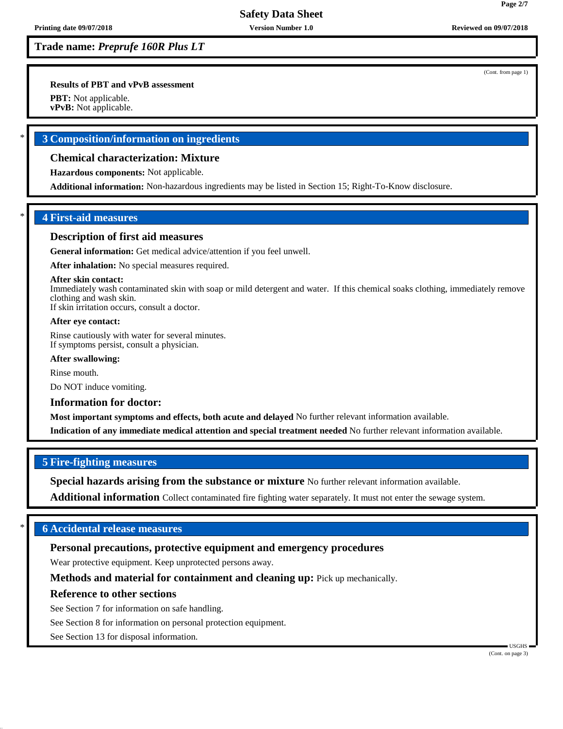(Cont. from page 1)

**Results of PBT and vPvB assessment**

**PBT:** Not applicable.
**vPvB:** Not applicable.

## * 3 Composition/information on ingredients

### Chemical characterization: Mixture

**Hazardous components:** Not applicable.

**Additional information:** Non-hazardous ingredients may be listed in Section 15; Right-To-Know disclosure.

## * 4 First-aid measures

### Description of first aid measures

**General information:** Get medical advice/attention if you feel unwell.

**After inhalation:** No special measures required.

**After skin contact:**
Immediately wash contaminated skin with soap or mild detergent and water. If this chemical soaks clothing, immediately remove clothing and wash skin.
If skin irritation occurs, consult a doctor.

**After eye contact:**

Rinse cautiously with water for several minutes.
If symptoms persist, consult a physician.

**After swallowing:**

Rinse mouth.

Do NOT induce vomiting.

### Information for doctor:

**Most important symptoms and effects, both acute and delayed** No further relevant information available.

**Indication of any immediate medical attention and special treatment needed** No further relevant information available.

## 5 Fire-fighting measures

**Special hazards arising from the substance or mixture** No further relevant information available.

**Additional information** Collect contaminated fire fighting water separately. It must not enter the sewage system.

## * 6 Accidental release measures

### Personal precautions, protective equipment and emergency procedures

Wear protective equipment. Keep unprotected persons away.

**Methods and material for containment and cleaning up:** Pick up mechanically.

### Reference to other sections

See Section 7 for information on safe handling.

See Section 8 for information on personal protection equipment.

See Section 13 for disposal information.

USGHS

(Cont. on page 3)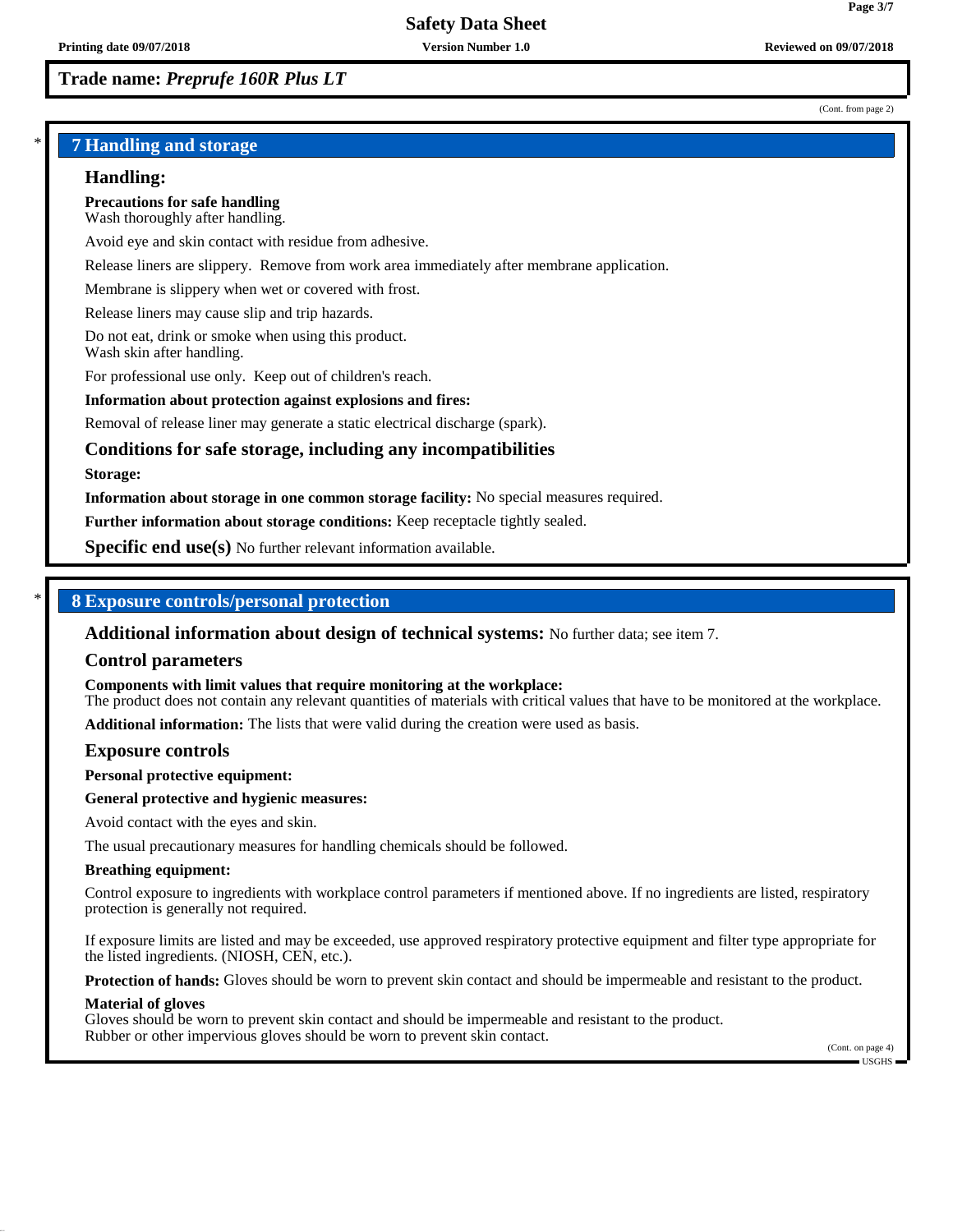**Trade name: *Preprufe 160R Plus LT***

(Cont. from page 2)

## 7 Handling and storage

### Handling:

**Precautions for safe handling**
Wash thoroughly after handling.

Avoid eye and skin contact with residue from adhesive.

Release liners are slippery. Remove from work area immediately after membrane application.

Membrane is slippery when wet or covered with frost.

Release liners may cause slip and trip hazards.

Do not eat, drink or smoke when using this product.
Wash skin after handling.

For professional use only. Keep out of children's reach.

**Information about protection against explosions and fires:**

Removal of release liner may generate a static electrical discharge (spark).

### Conditions for safe storage, including any incompatibilities

**Storage:**

**Information about storage in one common storage facility:** No special measures required.

**Further information about storage conditions:** Keep receptacle tightly sealed.

**Specific end use(s)** No further relevant information available.

## 8 Exposure controls/personal protection

**Additional information about design of technical systems:** No further data; see item 7.

### Control parameters

**Components with limit values that require monitoring at the workplace:**
The product does not contain any relevant quantities of materials with critical values that have to be monitored at the workplace.

**Additional information:** The lists that were valid during the creation were used as basis.

### Exposure controls

**Personal protective equipment:**

**General protective and hygienic measures:**

Avoid contact with the eyes and skin.

The usual precautionary measures for handling chemicals should be followed.

**Breathing equipment:**

Control exposure to ingredients with workplace control parameters if mentioned above. If no ingredients are listed, respiratory protection is generally not required.

If exposure limits are listed and may be exceeded, use approved respiratory protective equipment and filter type appropriate for the listed ingredients. (NIOSH, CEN, etc.).

**Protection of hands:** Gloves should be worn to prevent skin contact and should be impermeable and resistant to the product.

**Material of gloves**
Gloves should be worn to prevent skin contact and should be impermeable and resistant to the product.
Rubber or other impervious gloves should be worn to prevent skin contact.

(Cont. on page 4)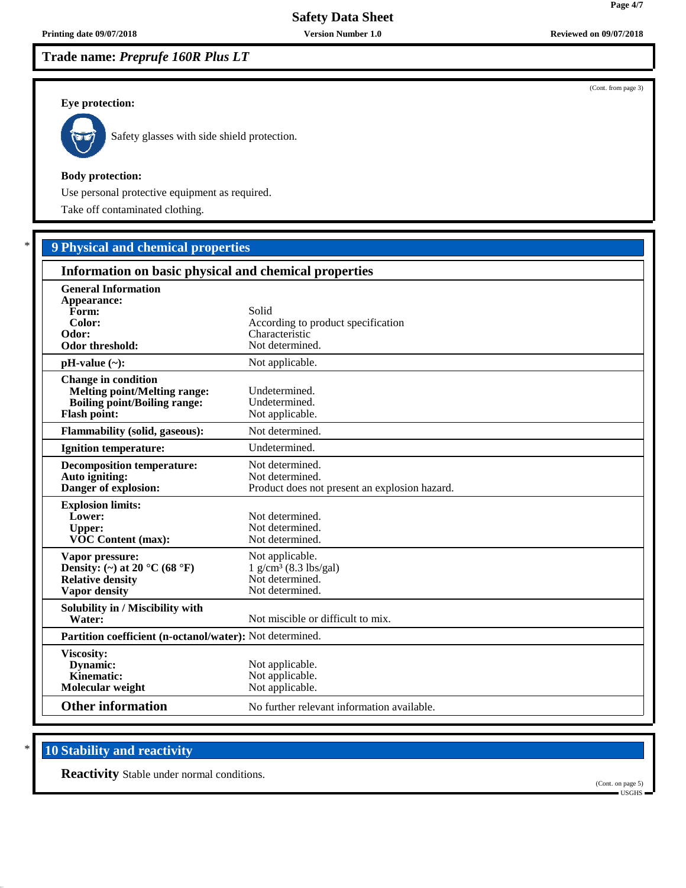**Trade name: *Preprufe 160R Plus LT***

(Cont. from page 3)

**Eye protection:**

Safety glasses with side shield protection.

**Body protection:**

Use personal protective equipment as required.

Take off contaminated clothing.

## * 9 Physical and chemical properties

### Information on basic physical and chemical properties

| | |
|---|---|
| **General Information** | |
| **Appearance:** | |
| **Form:** | Solid |
| **Color:** | According to product specification |
| **Odor:** | Characteristic |
| **Odor threshold:** | Not determined. |
| **pH-value (~):** | Not applicable. |
| **Change in condition** | |
| **Melting point/Melting range:** | Undetermined. |
| **Boiling point/Boiling range:** | Undetermined. |
| **Flash point:** | Not applicable. |
| **Flammability (solid, gaseous):** | Not determined. |
| **Ignition temperature:** | Undetermined. |
| **Decomposition temperature:** | Not determined. |
| **Auto igniting:** | Not determined. |
| **Danger of explosion:** | Product does not present an explosion hazard. |
| **Explosion limits:** | |
| **Lower:** | Not determined. |
| **Upper:** | Not determined. |
| **VOC Content (max):** | Not determined. |
| **Vapor pressure:** | Not applicable. |
| **Density: (~) at 20 °C (68 °F)** | 1 g/cm³ (8.3 lbs/gal) |
| **Relative density** | Not determined. |
| **Vapor density** | Not determined. |
| **Solubility in / Miscibility with** | |
| **Water:** | Not miscible or difficult to mix. |
| **Partition coefficient (n-octanol/water):** | Not determined. |
| **Viscosity:** | |
| **Dynamic:** | Not applicable. |
| **Kinematic:** | Not applicable. |
| **Molecular weight** | Not applicable. |
| **Other information** | No further relevant information available. |

## * 10 Stability and reactivity

**Reactivity** Stable under normal conditions.

(Cont. on page 5)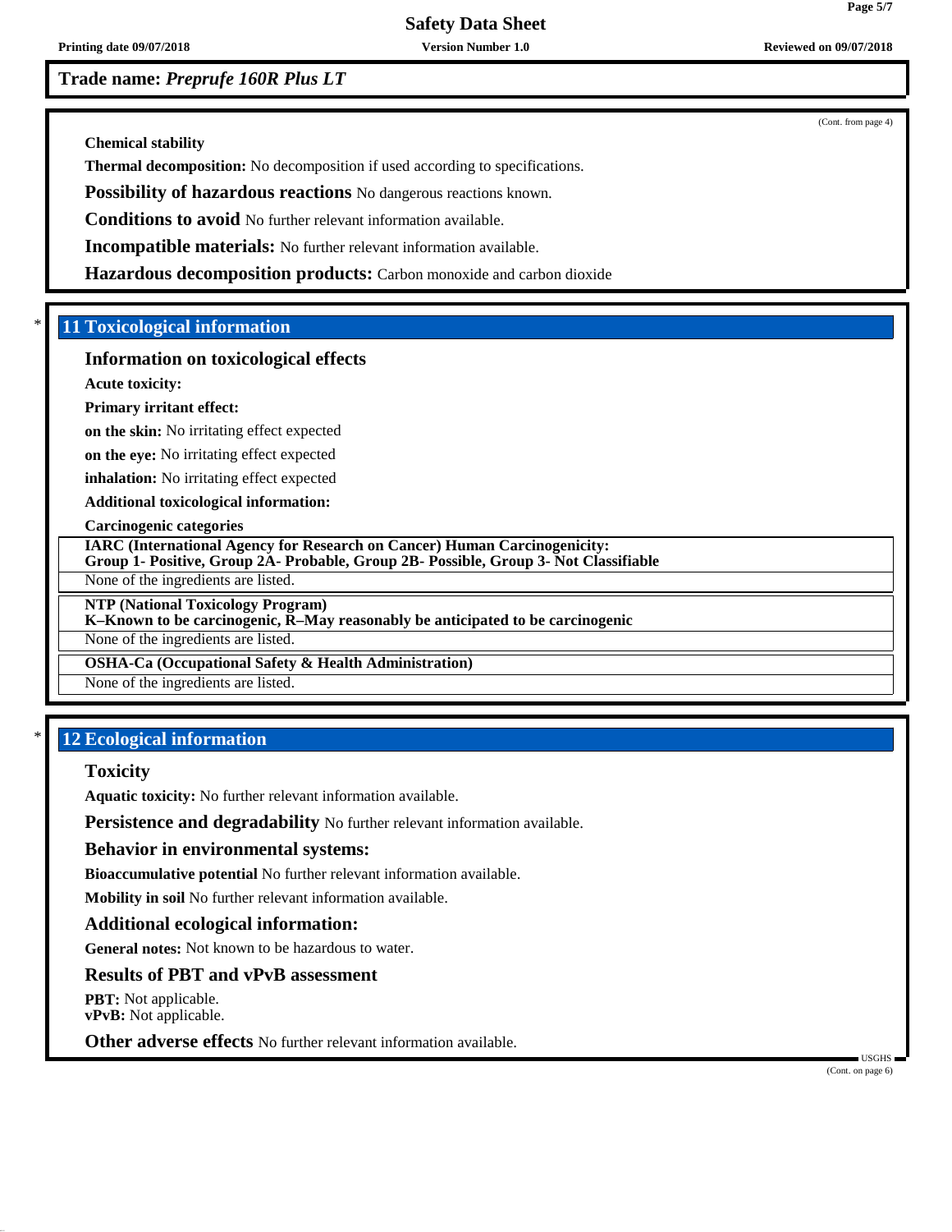**Trade name: *Preprufe 160R Plus LT***

(Cont. from page 4)

**Chemical stability**

**Thermal decomposition:** No decomposition if used according to specifications.

**Possibility of hazardous reactions** No dangerous reactions known.

**Conditions to avoid** No further relevant information available.

**Incompatible materials:** No further relevant information available.

**Hazardous decomposition products:** Carbon monoxide and carbon dioxide

## * 11 Toxicological information

### Information on toxicological effects

**Acute toxicity:**

**Primary irritant effect:**

**on the skin:** No irritating effect expected

**on the eye:** No irritating effect expected

**inhalation:** No irritating effect expected

**Additional toxicological information:**

**Carcinogenic categories**

| **IARC (International Agency for Research on Cancer) Human Carcinogenicity: Group 1- Positive, Group 2A- Probable, Group 2B- Possible, Group 3- Not Classifiable** |
|---|
| None of the ingredients are listed. |

| **NTP (National Toxicology Program) K–Known to be carcinogenic, R–May reasonably be anticipated to be carcinogenic** |
|---|
| None of the ingredients are listed. |

| **OSHA-Ca (Occupational Safety & Health Administration)** |
|---|
| None of the ingredients are listed. |

## * 12 Ecological information

### Toxicity

**Aquatic toxicity:** No further relevant information available.

**Persistence and degradability** No further relevant information available.

### Behavior in environmental systems:

**Bioaccumulative potential** No further relevant information available.

**Mobility in soil** No further relevant information available.

### Additional ecological information:

**General notes:** Not known to be hazardous to water.

### Results of PBT and vPvB assessment

**PBT:** Not applicable.
**vPvB:** Not applicable.

**Other adverse effects** No further relevant information available.

(Cont. on page 6)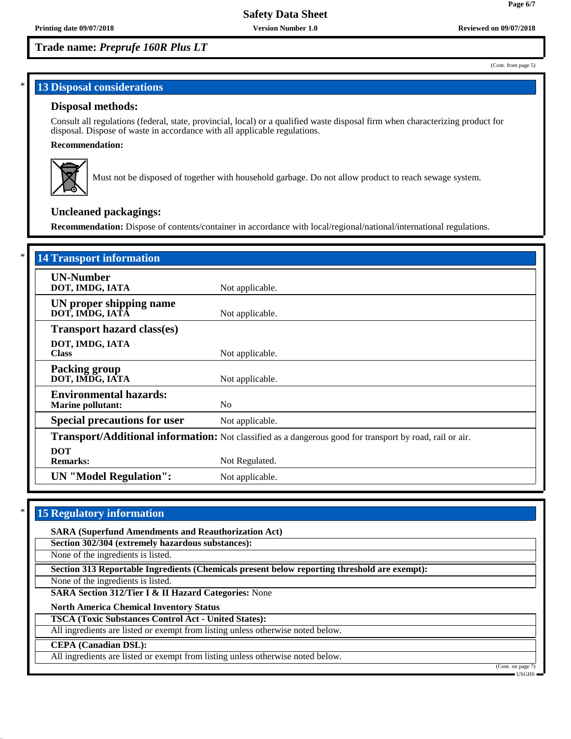**Trade name: *Preprufe 160R Plus LT***

(Cont. from page 5)

## 13 Disposal considerations

### Disposal methods:

Consult all regulations (federal, state, provincial, local) or a qualified waste disposal firm when characterizing product for disposal. Dispose of waste in accordance with all applicable regulations.

**Recommendation:**

Must not be disposed of together with household garbage. Do not allow product to reach sewage system.

### Uncleaned packagings:

**Recommendation:** Dispose of contents/container in accordance with local/regional/national/international regulations.

## 14 Transport information

| | |
|---|---|
| **UN-Number**<br>**DOT, IMDG, IATA** | Not applicable. |
| **UN proper shipping name**<br>**DOT, IMDG, IATA** | Not applicable. |
| **Transport hazard class(es)**<br>**DOT, IMDG, IATA**<br>**Class** | Not applicable. |
| **Packing group**<br>**DOT, IMDG, IATA** | Not applicable. |
| **Environmental hazards:**<br>**Marine pollutant:** | No |
| **Special precautions for user** | Not applicable. |
| **Transport/Additional information:** | Not classified as a dangerous good for transport by road, rail or air. |
| **DOT**<br>**Remarks:** | Not Regulated. |
| **UN "Model Regulation":** | Not applicable. |

## 15 Regulatory information

**SARA (Superfund Amendments and Reauthorization Act)**

**Section 302/304 (extremely hazardous substances):**

None of the ingredients is listed.

**Section 313 Reportable Ingredients (Chemicals present below reporting threshold are exempt):**

None of the ingredients is listed.

**SARA Section 312/Tier I & II Hazard Categories:** None

**North America Chemical Inventory Status**

**TSCA (Toxic Substances Control Act - United States):**

All ingredients are listed or exempt from listing unless otherwise noted below.

**CEPA (Canadian DSL):**

All ingredients are listed or exempt from listing unless otherwise noted below.

(Cont. on page 7)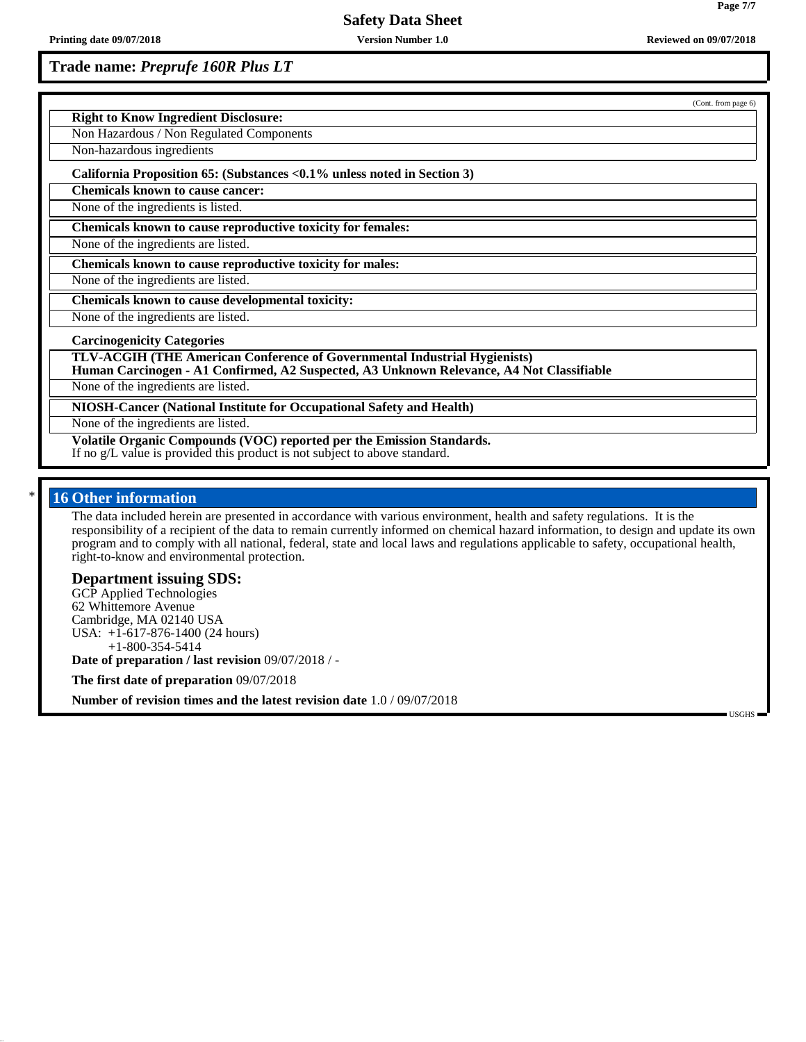Trade name: *Preprufe 160R Plus LT*

(Cont. from page 6)

**Right to Know Ingredient Disclosure:**

Non Hazardous / Non Regulated Components

Non-hazardous ingredients

**California Proposition 65: (Substances <0.1% unless noted in Section 3)**

**Chemicals known to cause cancer:**

None of the ingredients is listed.

**Chemicals known to cause reproductive toxicity for females:**

None of the ingredients are listed.

**Chemicals known to cause reproductive toxicity for males:**

None of the ingredients are listed.

**Chemicals known to cause developmental toxicity:**

None of the ingredients are listed.

**Carcinogenicity Categories**

**TLV-ACGIH (THE American Conference of Governmental Industrial Hygienists)**
**Human Carcinogen - A1 Confirmed, A2 Suspected, A3 Unknown Relevance, A4 Not Classifiable**

None of the ingredients are listed.

**NIOSH-Cancer (National Institute for Occupational Safety and Health)**

None of the ingredients are listed.

**Volatile Organic Compounds (VOC) reported per the Emission Standards.**
If no g/L value is provided this product is not subject to above standard.

## * 16 Other information

The data included herein are presented in accordance with various environment, health and safety regulations. It is the responsibility of a recipient of the data to remain currently informed on chemical hazard information, to design and update its own program and to comply with all national, federal, state and local laws and regulations applicable to safety, occupational health, right-to-know and environmental protection.

### Department issuing SDS:

GCP Applied Technologies
62 Whittemore Avenue
Cambridge, MA 02140 USA
USA: +1-617-876-1400 (24 hours)
+1-800-354-5414

**Date of preparation / last revision** 09/07/2018 / -

**The first date of preparation** 09/07/2018

**Number of revision times and the latest revision date** 1.0 / 09/07/2018